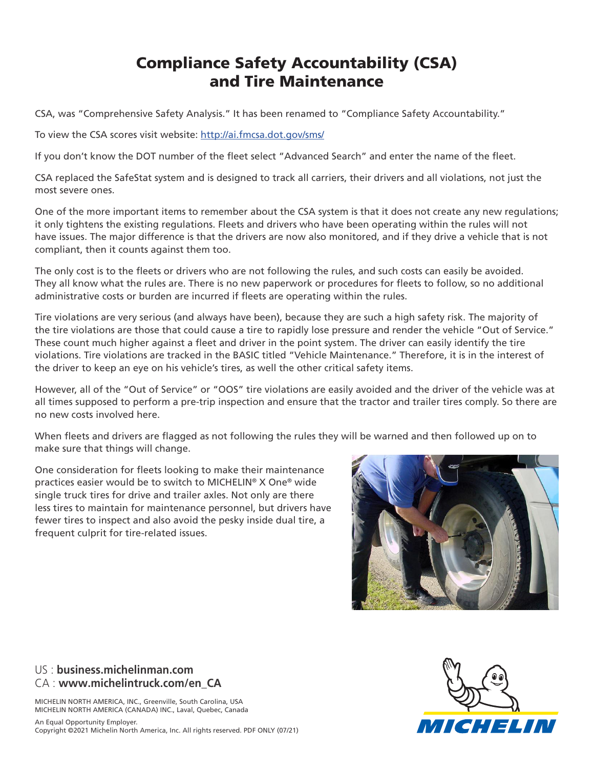# Compliance Safety Accountability (CSA) and Tire Maintenance

CSA, was "Comprehensive Safety Analysis." It has been renamed to "Compliance Safety Accountability."

To view the CSA scores visit website: [http://ai.fmcsa.dot.gov/sms/](http://ai.fmcsa.dot.gov/sms/)

If you don't know the DOT number of the fleet select "Advanced Search" and enter the name of the fleet.

CSA replaced the SafeStat system and is designed to track all carriers, their drivers and all violations, not just the most severe ones.

One of the more important items to remember about the CSA system is that it does not create any new regulations; it only tightens the existing regulations. Fleets and drivers who have been operating within the rules will not have issues. The major difference is that the drivers are now also monitored, and if they drive a vehicle that is not compliant, then it counts against them too.

The only cost is to the fleets or drivers who are not following the rules, and such costs can easily be avoided. They all know what the rules are. There is no new paperwork or procedures for fleets to follow, so no additional administrative costs or burden are incurred if fleets are operating within the rules.

Tire violations are very serious (and always have been), because they are such a high safety risk. The majority of the tire violations are those that could cause a tire to rapidly lose pressure and render the vehicle "Out of Service." These count much higher against a fleet and driver in the point system. The driver can easily identify the tire violations. Tire violations are tracked in the BASIC titled "Vehicle Maintenance." Therefore, it is in the interest of the driver to keep an eye on his vehicle's tires, as well the other critical safety items.

However, all of the "Out of Service" or "OOS" tire violations are easily avoided and the driver of the vehicle was at all times supposed to perform a pre-trip inspection and ensure that the tractor and trailer tires comply. So there are no new costs involved here.

When fleets and drivers are flagged as not following the rules they will be warned and then followed up on to make sure that things will change.

One consideration for fleets looking to make their maintenance practices easier would be to switch to MICHELIN® X One® wide single truck tires for drive and trailer axles. Not only are there less tires to maintain for maintenance personnel, but drivers have fewer tires to inspect and also avoid the pesky inside dual tire, a frequent culprit for tire-related issues.

US : **business.michelinman.com**
CA : **www.michelintruck.com/en_CA**

MICHELIN NORTH AMERICA, INC., Greenville, South Carolina, USA
MICHELIN NORTH AMERICA (CANADA) INC., Laval, Quebec, Canada

An Equal Opportunity Employer.
Copyright ©2021 Michelin North America, Inc. All rights reserved. PDF ONLY (07/21)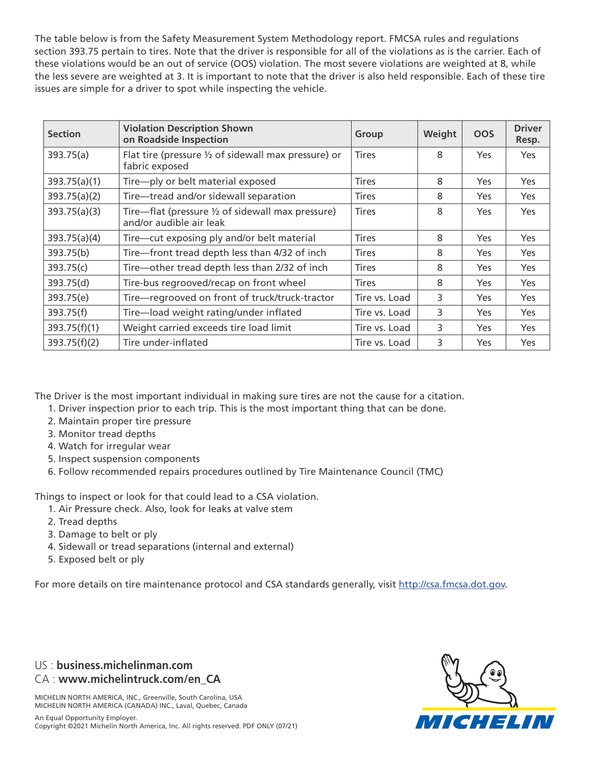The table below is from the Safety Measurement System Methodology report. FMCSA rules and regulations section 393.75 pertain to tires. Note that the driver is responsible for all of the violations as is the carrier. Each of these violations would be an out of service (OOS) violation. The most severe violations are weighted at 8, while the less severe are weighted at 3. It is important to note that the driver is also held responsible. Each of these tire issues are simple for a driver to spot while inspecting the vehicle.

| Section | Violation Description Shown on Roadside Inspection | Group | Weight | OOS | Driver Resp. |
|---|---|---|---|---|---|
| 393.75(a) | Flat tire (pressure ½ of sidewall max pressure) or fabric exposed | Tires | 8 | Yes | Yes |
| 393.75(a)(1) | Tire—ply or belt material exposed | Tires | 8 | Yes | Yes |
| 393.75(a)(2) | Tire—tread and/or sidewall separation | Tires | 8 | Yes | Yes |
| 393.75(a)(3) | Tire—flat (pressure ½ of sidewall max pressure) and/or audible air leak | Tires | 8 | Yes | Yes |
| 393.75(a)(4) | Tire—cut exposing ply and/or belt material | Tires | 8 | Yes | Yes |
| 393.75(b) | Tire—front tread depth less than 4/32 of inch | Tires | 8 | Yes | Yes |
| 393.75(c) | Tire—other tread depth less than 2/32 of inch | Tires | 8 | Yes | Yes |
| 393.75(d) | Tire-bus regrooved/recap on front wheel | Tires | 8 | Yes | Yes |
| 393.75(e) | Tire—regrooved on front of truck/truck-tractor | Tire vs. Load | 3 | Yes | Yes |
| 393.75(f) | Tire—load weight rating/under inflated | Tire vs. Load | 3 | Yes | Yes |
| 393.75(f)(1) | Weight carried exceeds tire load limit | Tire vs. Load | 3 | Yes | Yes |
| 393.75(f)(2) | Tire under-inflated | Tire vs. Load | 3 | Yes | Yes |

The Driver is the most important individual in making sure tires are not the cause for a citation.

1. Driver inspection prior to each trip. This is the most important thing that can be done.
2. Maintain proper tire pressure
3. Monitor tread depths
4. Watch for irregular wear
5. Inspect suspension components
6. Follow recommended repairs procedures outlined by Tire Maintenance Council (TMC)

Things to inspect or look for that could lead to a CSA violation.

1. Air Pressure check. Also, look for leaks at valve stem
2. Tread depths
3. Damage to belt or ply
4. Sidewall or tread separations (internal and external)
5. Exposed belt or ply

For more details on tire maintenance protocol and CSA standards generally, visit http://csa.fmcsa.dot.gov.

US : **business.michelinman.com**
CA : **www.michelintruck.com/en_CA**

MICHELIN NORTH AMERICA, INC., Greenville, South Carolina, USA
MICHELIN NORTH AMERICA (CANADA) INC., Laval, Quebec, Canada

An Equal Opportunity Employer.
Copyright ©2021 Michelin North America, Inc. All rights reserved. PDF ONLY (07/21)

MICHELIN